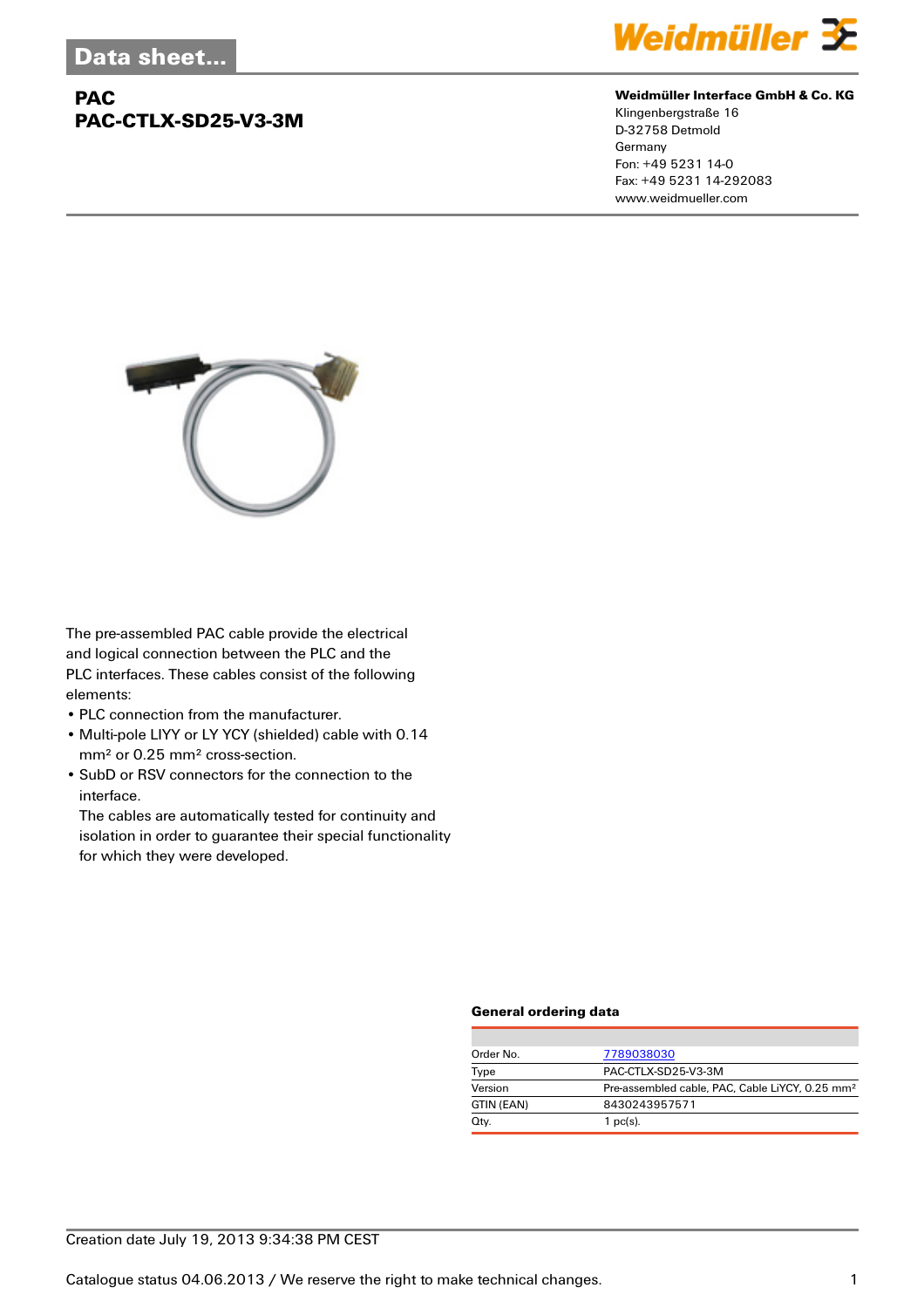Data sheet...

# PAC
# PAC-CTLX-SD25-V3-3M

**Weidmüller Interface GmbH & Co. KG**
Klingenbergstraße 16
D-32758 Detmold
Germany
Fon: +49 5231 14-0
Fax: +49 5231 14-292083
www.weidmueller.com

The pre-assembled PAC cable provide the electrical and logical connection between the PLC and the PLC interfaces. These cables consist of the following elements:

- PLC connection from the manufacturer.
- Multi-pole LIYY or LY YCY (shielded) cable with 0.14 mm² or 0.25 mm² cross-section.
- SubD or RSV connectors for the connection to the interface.
  The cables are automatically tested for continuity and isolation in order to guarantee their special functionality for which they were developed.

### General ordering data

| | |
|---|---|
| Order No. | 7789038030 |
| Type | PAC-CTLX-SD25-V3-3M |
| Version | Pre-assembled cable, PAC, Cable LiYCY, 0.25 mm² |
| GTIN (EAN) | 8430243957571 |
| Qty. | 1 pc(s). |

Creation date July 19, 2013 9:34:38 PM CEST

Catalogue status 04.06.2013 / We reserve the right to make technical changes.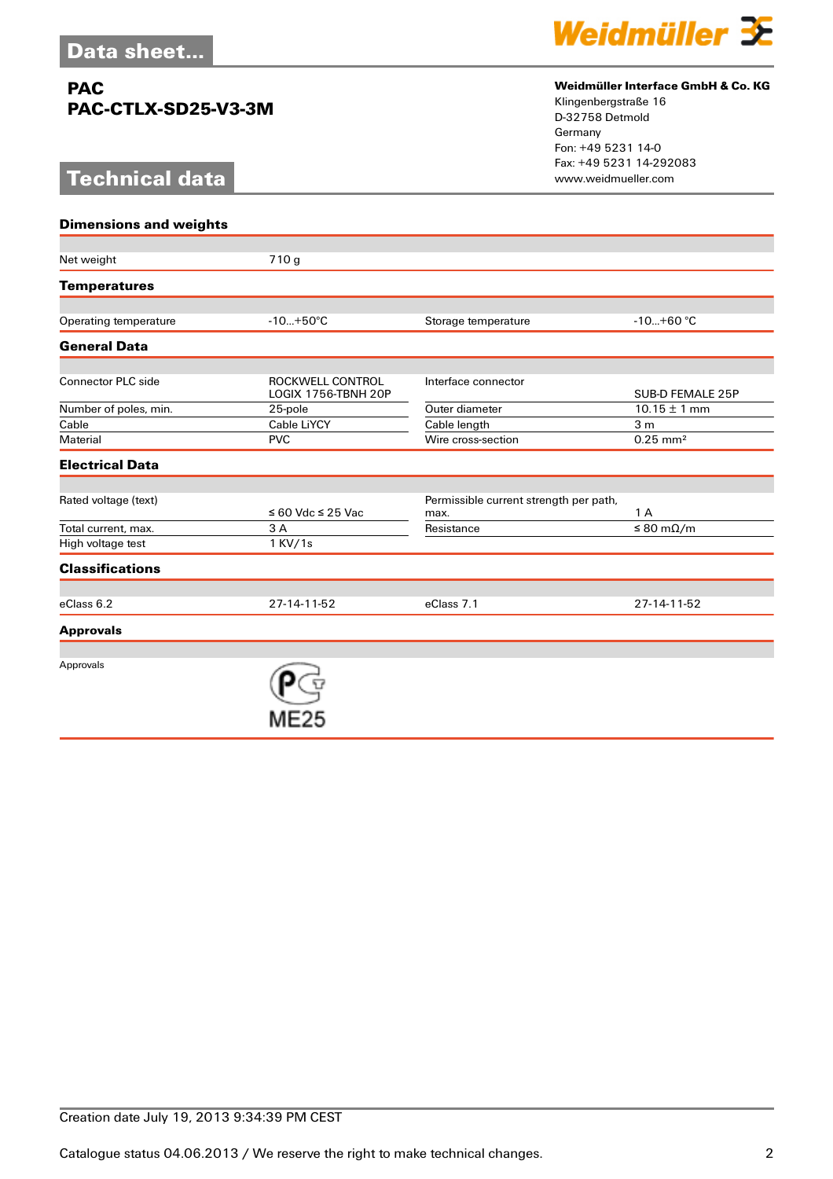Data sheet...

## PAC
## PAC-CTLX-SD25-V3-3M

**Weidmüller Interface GmbH & Co. KG**
Klingenbergstraße 16
D-32758 Detmold
Germany
Fon: +49 5231 14-0
Fax: +49 5231 14-292083
www.weidmueller.com

# Technical data

### Dimensions and weights

| | | | |
|---|---|---|---|
| Net weight | 710 g | | |

### Temperatures

| | | | |
|---|---|---|---|
| Operating temperature | -10...+50°C | Storage temperature | -10...+60 °C |

### General Data

| | | | |
|---|---|---|---|
| Connector PLC side | ROCKWELL CONTROL LOGIX 1756-TBNH 20P | Interface connector | SUB-D FEMALE 25P |
| Number of poles, min. | 25-pole | Outer diameter | 10.15 ± 1 mm |
| Cable | Cable LiYCY | Cable length | 3 m |
| Material | PVC | Wire cross-section | 0.25 mm² |

### Electrical Data

| | | | |
|---|---|---|---|
| Rated voltage (text) | ≤ 60 Vdc ≤ 25 Vac | Permissible current strength per path, max. | 1 A |
| Total current, max. | 3 A | Resistance | ≤ 80 mΩ/m |
| High voltage test | 1 KV/1s | | |

### Classifications

| | | | |
|---|---|---|---|
| eClass 6.2 | 27-14-11-52 | eClass 7.1 | 27-14-11-52 |

### Approvals

| | |
|---|---|
| Approvals | ME25 |

Creation date July 19, 2013 9:34:39 PM CEST

Catalogue status 04.06.2013 / We reserve the right to make technical changes.